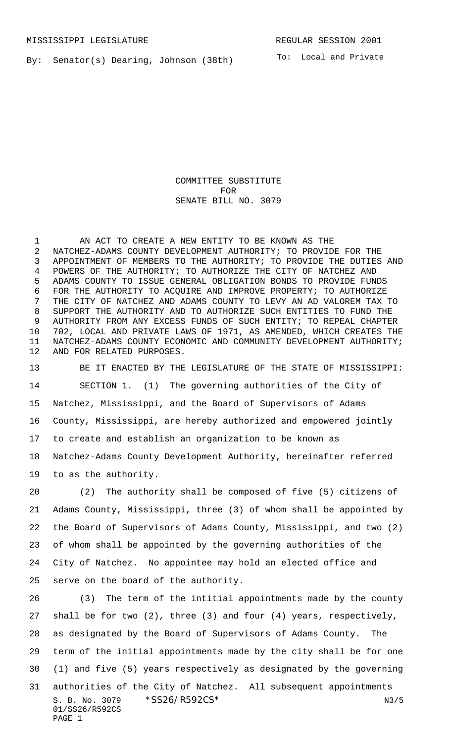MISSISSIPPI LEGISLATURE REGULAR SESSION 2001

By: Senator(s) Dearing, Johnson (38th)

To: Local and Private

COMMITTEE SUBSTITUTE
FOR
SENATE BILL NO. 3079

AN ACT TO CREATE A NEW ENTITY TO BE KNOWN AS THE NATCHEZ-ADAMS COUNTY DEVELOPMENT AUTHORITY; TO PROVIDE FOR THE APPOINTMENT OF MEMBERS TO THE AUTHORITY; TO PROVIDE THE DUTIES AND POWERS OF THE AUTHORITY; TO AUTHORIZE THE CITY OF NATCHEZ AND ADAMS COUNTY TO ISSUE GENERAL OBLIGATION BONDS TO PROVIDE FUNDS FOR THE AUTHORITY TO ACQUIRE AND IMPROVE PROPERTY; TO AUTHORIZE THE CITY OF NATCHEZ AND ADAMS COUNTY TO LEVY AN AD VALOREM TAX TO SUPPORT THE AUTHORITY AND TO AUTHORIZE SUCH ENTITIES TO FUND THE AUTHORITY FROM ANY EXCESS FUNDS OF SUCH ENTITY; TO REPEAL CHAPTER 702, LOCAL AND PRIVATE LAWS OF 1971, AS AMENDED, WHICH CREATES THE NATCHEZ-ADAMS COUNTY ECONOMIC AND COMMUNITY DEVELOPMENT AUTHORITY; AND FOR RELATED PURPOSES.

BE IT ENACTED BY THE LEGISLATURE OF THE STATE OF MISSISSIPPI:

SECTION 1. (1) The governing authorities of the City of Natchez, Mississippi, and the Board of Supervisors of Adams County, Mississippi, are hereby authorized and empowered jointly to create and establish an organization to be known as Natchez-Adams County Development Authority, hereinafter referred to as the authority.

(2) The authority shall be composed of five (5) citizens of Adams County, Mississippi, three (3) of whom shall be appointed by the Board of Supervisors of Adams County, Mississippi, and two (2) of whom shall be appointed by the governing authorities of the City of Natchez. No appointee may hold an elected office and serve on the board of the authority.

(3) The term of the intitial appointments made by the county shall be for two (2), three (3) and four (4) years, respectively, as designated by the Board of Supervisors of Adams County. The term of the initial appointments made by the city shall be for one (1) and five (5) years respectively as designated by the governing authorities of the City of Natchez. All subsequent appointments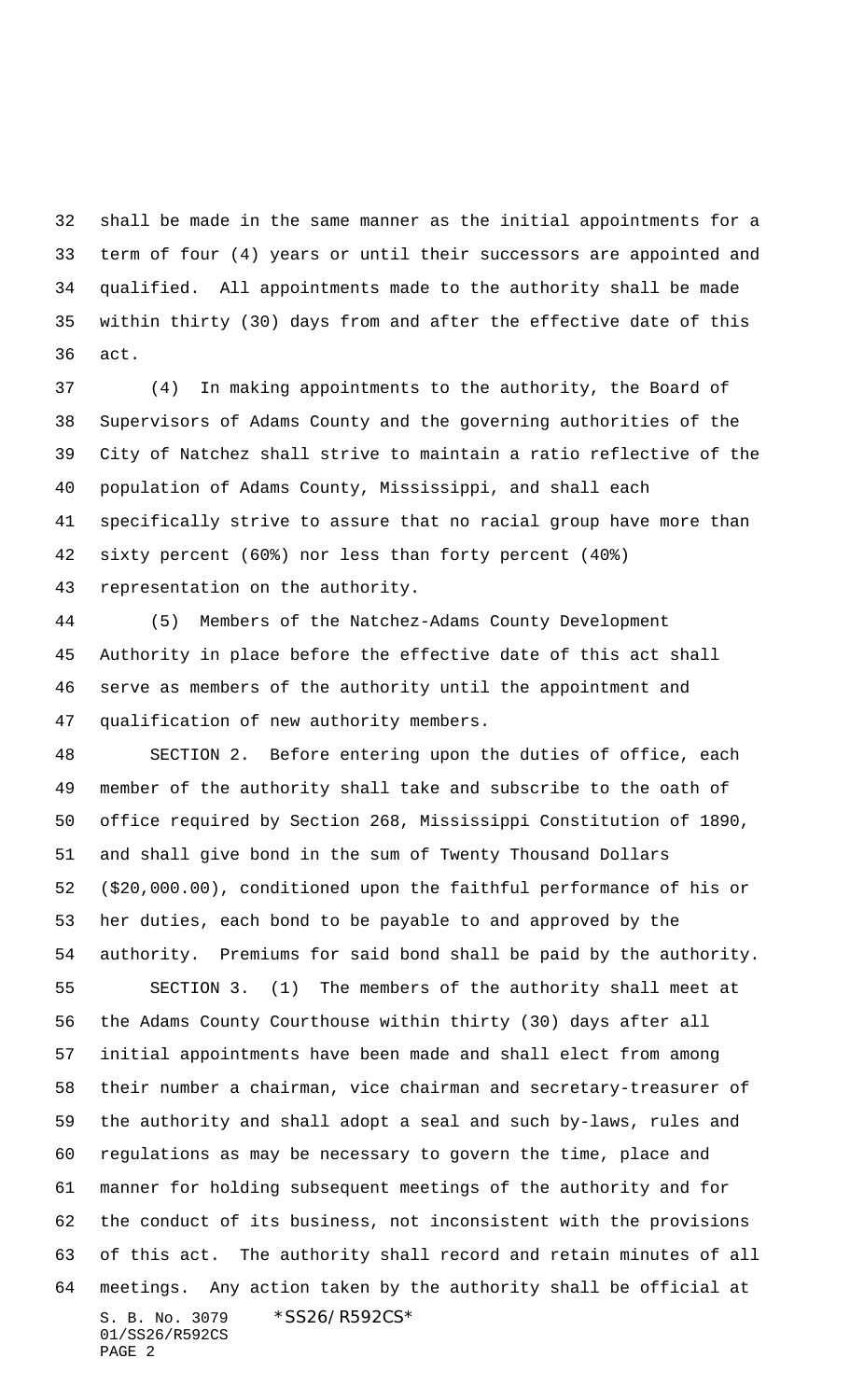shall be made in the same manner as the initial appointments for a term of four (4) years or until their successors are appointed and qualified. All appointments made to the authority shall be made within thirty (30) days from and after the effective date of this act.

(4) In making appointments to the authority, the Board of Supervisors of Adams County and the governing authorities of the City of Natchez shall strive to maintain a ratio reflective of the population of Adams County, Mississippi, and shall each specifically strive to assure that no racial group have more than sixty percent (60%) nor less than forty percent (40%) representation on the authority.

(5) Members of the Natchez-Adams County Development Authority in place before the effective date of this act shall serve as members of the authority until the appointment and qualification of new authority members.

SECTION 2. Before entering upon the duties of office, each member of the authority shall take and subscribe to the oath of office required by Section 268, Mississippi Constitution of 1890, and shall give bond in the sum of Twenty Thousand Dollars ($20,000.00), conditioned upon the faithful performance of his or her duties, each bond to be payable to and approved by the authority. Premiums for said bond shall be paid by the authority.

SECTION 3. (1) The members of the authority shall meet at the Adams County Courthouse within thirty (30) days after all initial appointments have been made and shall elect from among their number a chairman, vice chairman and secretary-treasurer of the authority and shall adopt a seal and such by-laws, rules and regulations as may be necessary to govern the time, place and manner for holding subsequent meetings of the authority and for the conduct of its business, not inconsistent with the provisions of this act. The authority shall record and retain minutes of all meetings. Any action taken by the authority shall be official at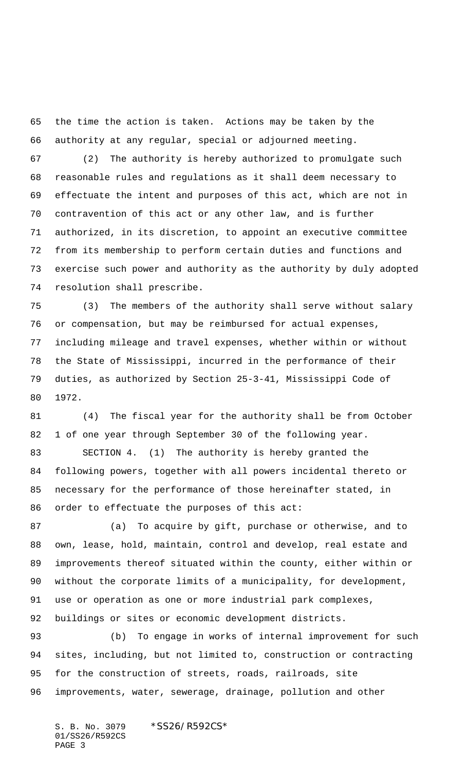the time the action is taken. Actions may be taken by the authority at any regular, special or adjourned meeting.

(2) The authority is hereby authorized to promulgate such reasonable rules and regulations as it shall deem necessary to effectuate the intent and purposes of this act, which are not in contravention of this act or any other law, and is further authorized, in its discretion, to appoint an executive committee from its membership to perform certain duties and functions and exercise such power and authority as the authority by duly adopted resolution shall prescribe.

(3) The members of the authority shall serve without salary or compensation, but may be reimbursed for actual expenses, including mileage and travel expenses, whether within or without the State of Mississippi, incurred in the performance of their duties, as authorized by Section 25-3-41, Mississippi Code of 1972.

(4) The fiscal year for the authority shall be from October 1 of one year through September 30 of the following year.

SECTION 4. (1) The authority is hereby granted the following powers, together with all powers incidental thereto or necessary for the performance of those hereinafter stated, in order to effectuate the purposes of this act:

(a) To acquire by gift, purchase or otherwise, and to own, lease, hold, maintain, control and develop, real estate and improvements thereof situated within the county, either within or without the corporate limits of a municipality, for development, use or operation as one or more industrial park complexes, buildings or sites or economic development districts.

(b) To engage in works of internal improvement for such sites, including, but not limited to, construction or contracting for the construction of streets, roads, railroads, site improvements, water, sewerage, drainage, pollution and other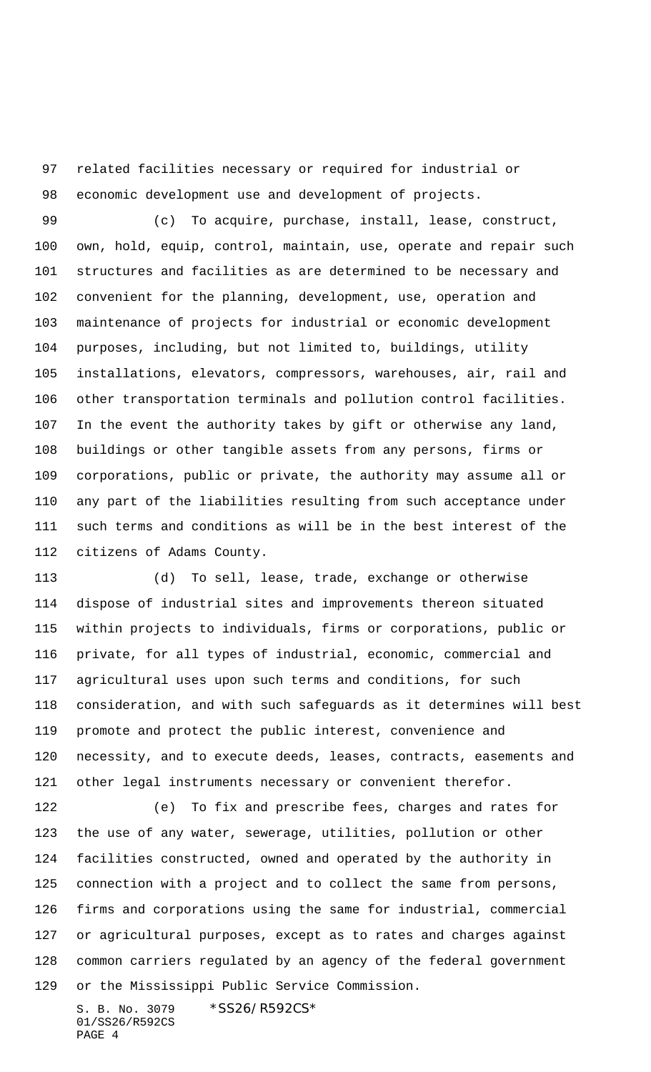related facilities necessary or required for industrial or economic development use and development of projects.

(c) To acquire, purchase, install, lease, construct, own, hold, equip, control, maintain, use, operate and repair such structures and facilities as are determined to be necessary and convenient for the planning, development, use, operation and maintenance of projects for industrial or economic development purposes, including, but not limited to, buildings, utility installations, elevators, compressors, warehouses, air, rail and other transportation terminals and pollution control facilities. In the event the authority takes by gift or otherwise any land, buildings or other tangible assets from any persons, firms or corporations, public or private, the authority may assume all or any part of the liabilities resulting from such acceptance under such terms and conditions as will be in the best interest of the citizens of Adams County.

(d) To sell, lease, trade, exchange or otherwise dispose of industrial sites and improvements thereon situated within projects to individuals, firms or corporations, public or private, for all types of industrial, economic, commercial and agricultural uses upon such terms and conditions, for such consideration, and with such safeguards as it determines will best promote and protect the public interest, convenience and necessity, and to execute deeds, leases, contracts, easements and other legal instruments necessary or convenient therefor.

(e) To fix and prescribe fees, charges and rates for the use of any water, sewerage, utilities, pollution or other facilities constructed, owned and operated by the authority in connection with a project and to collect the same from persons, firms and corporations using the same for industrial, commercial or agricultural purposes, except as to rates and charges against common carriers regulated by an agency of the federal government or the Mississippi Public Service Commission.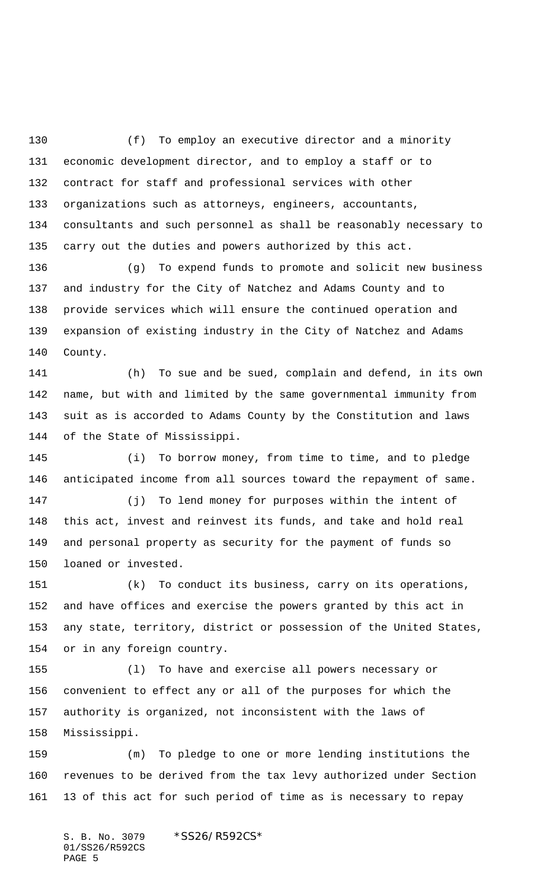(f) To employ an executive director and a minority economic development director, and to employ a staff or to contract for staff and professional services with other organizations such as attorneys, engineers, accountants, consultants and such personnel as shall be reasonably necessary to carry out the duties and powers authorized by this act.

(g) To expend funds to promote and solicit new business and industry for the City of Natchez and Adams County and to provide services which will ensure the continued operation and expansion of existing industry in the City of Natchez and Adams County.

(h) To sue and be sued, complain and defend, in its own name, but with and limited by the same governmental immunity from suit as is accorded to Adams County by the Constitution and laws of the State of Mississippi.

(i) To borrow money, from time to time, and to pledge anticipated income from all sources toward the repayment of same.

(j) To lend money for purposes within the intent of this act, invest and reinvest its funds, and take and hold real and personal property as security for the payment of funds so loaned or invested.

(k) To conduct its business, carry on its operations, and have offices and exercise the powers granted by this act in any state, territory, district or possession of the United States, or in any foreign country.

(l) To have and exercise all powers necessary or convenient to effect any or all of the purposes for which the authority is organized, not inconsistent with the laws of Mississippi.

(m) To pledge to one or more lending institutions the revenues to be derived from the tax levy authorized under Section 13 of this act for such period of time as is necessary to repay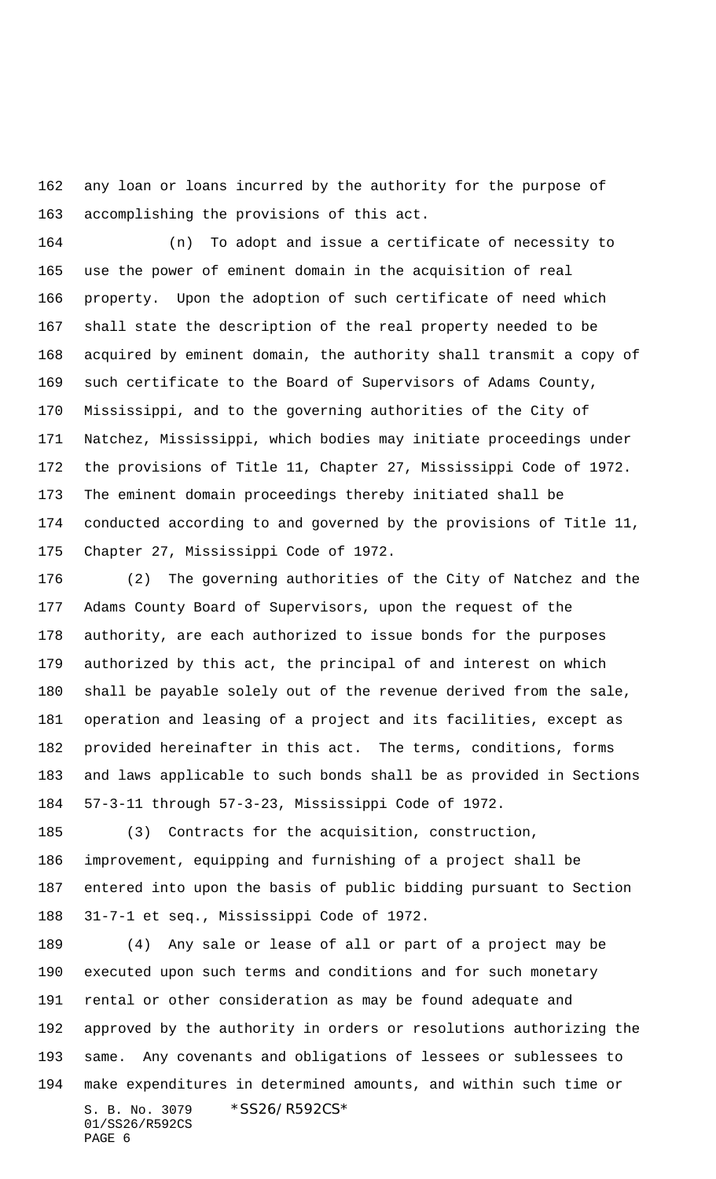any loan or loans incurred by the authority for the purpose of accomplishing the provisions of this act.

(n) To adopt and issue a certificate of necessity to use the power of eminent domain in the acquisition of real property. Upon the adoption of such certificate of need which shall state the description of the real property needed to be acquired by eminent domain, the authority shall transmit a copy of such certificate to the Board of Supervisors of Adams County, Mississippi, and to the governing authorities of the City of Natchez, Mississippi, which bodies may initiate proceedings under the provisions of Title 11, Chapter 27, Mississippi Code of 1972. The eminent domain proceedings thereby initiated shall be conducted according to and governed by the provisions of Title 11, Chapter 27, Mississippi Code of 1972.

(2) The governing authorities of the City of Natchez and the Adams County Board of Supervisors, upon the request of the authority, are each authorized to issue bonds for the purposes authorized by this act, the principal of and interest on which shall be payable solely out of the revenue derived from the sale, operation and leasing of a project and its facilities, except as provided hereinafter in this act. The terms, conditions, forms and laws applicable to such bonds shall be as provided in Sections 57-3-11 through 57-3-23, Mississippi Code of 1972.

(3) Contracts for the acquisition, construction, improvement, equipping and furnishing of a project shall be entered into upon the basis of public bidding pursuant to Section 31-7-1 et seq., Mississippi Code of 1972.

(4) Any sale or lease of all or part of a project may be executed upon such terms and conditions and for such monetary rental or other consideration as may be found adequate and approved by the authority in orders or resolutions authorizing the same. Any covenants and obligations of lessees or sublessees to make expenditures in determined amounts, and within such time or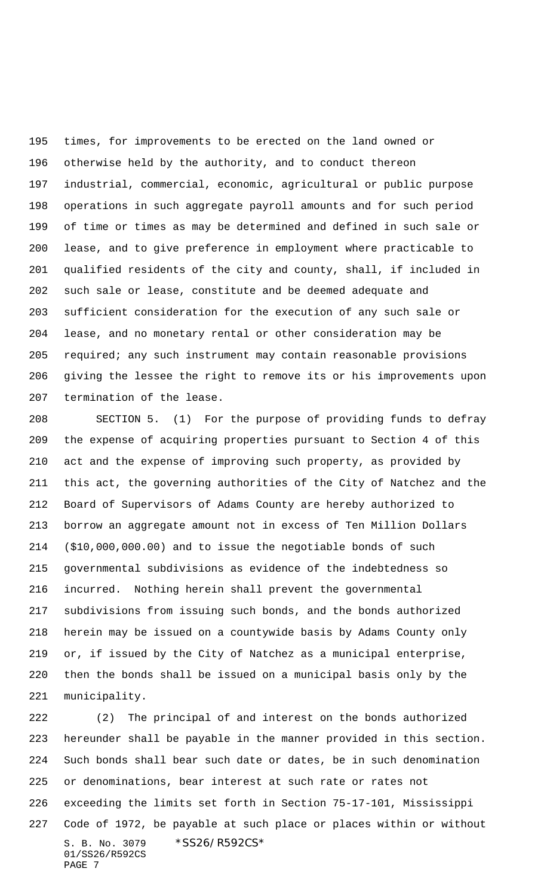times, for improvements to be erected on the land owned or otherwise held by the authority, and to conduct thereon industrial, commercial, economic, agricultural or public purpose operations in such aggregate payroll amounts and for such period of time or times as may be determined and defined in such sale or lease, and to give preference in employment where practicable to qualified residents of the city and county, shall, if included in such sale or lease, constitute and be deemed adequate and sufficient consideration for the execution of any such sale or lease, and no monetary rental or other consideration may be required; any such instrument may contain reasonable provisions giving the lessee the right to remove its or his improvements upon termination of the lease.

SECTION 5. (1) For the purpose of providing funds to defray the expense of acquiring properties pursuant to Section 4 of this act and the expense of improving such property, as provided by this act, the governing authorities of the City of Natchez and the Board of Supervisors of Adams County are hereby authorized to borrow an aggregate amount not in excess of Ten Million Dollars ($10,000,000.00) and to issue the negotiable bonds of such governmental subdivisions as evidence of the indebtedness so incurred. Nothing herein shall prevent the governmental subdivisions from issuing such bonds, and the bonds authorized herein may be issued on a countywide basis by Adams County only or, if issued by the City of Natchez as a municipal enterprise, then the bonds shall be issued on a municipal basis only by the municipality.

(2) The principal of and interest on the bonds authorized hereunder shall be payable in the manner provided in this section. Such bonds shall bear such date or dates, be in such denomination or denominations, bear interest at such rate or rates not exceeding the limits set forth in Section 75-17-101, Mississippi Code of 1972, be payable at such place or places within or without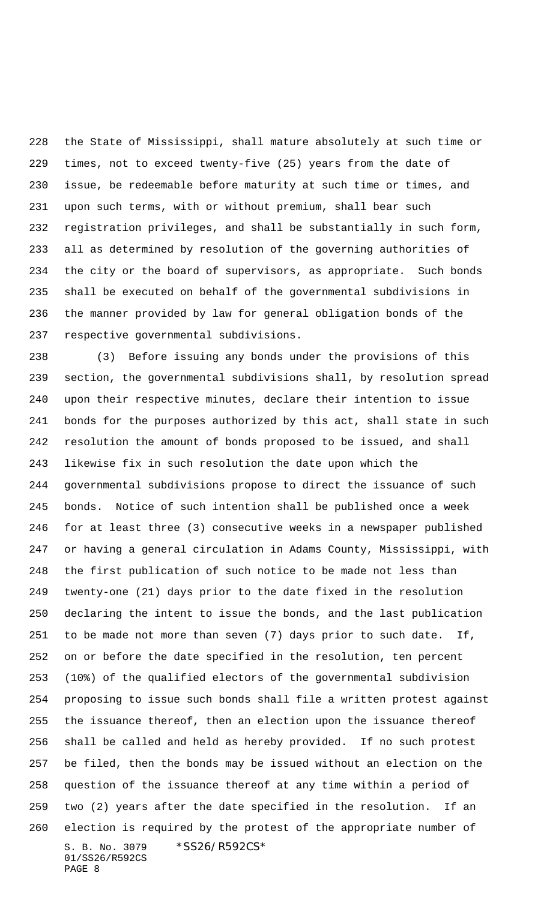the State of Mississippi, shall mature absolutely at such time or times, not to exceed twenty-five (25) years from the date of issue, be redeemable before maturity at such time or times, and upon such terms, with or without premium, shall bear such registration privileges, and shall be substantially in such form, all as determined by resolution of the governing authorities of the city or the board of supervisors, as appropriate. Such bonds shall be executed on behalf of the governmental subdivisions in the manner provided by law for general obligation bonds of the respective governmental subdivisions.

(3) Before issuing any bonds under the provisions of this section, the governmental subdivisions shall, by resolution spread upon their respective minutes, declare their intention to issue bonds for the purposes authorized by this act, shall state in such resolution the amount of bonds proposed to be issued, and shall likewise fix in such resolution the date upon which the governmental subdivisions propose to direct the issuance of such bonds. Notice of such intention shall be published once a week for at least three (3) consecutive weeks in a newspaper published or having a general circulation in Adams County, Mississippi, with the first publication of such notice to be made not less than twenty-one (21) days prior to the date fixed in the resolution declaring the intent to issue the bonds, and the last publication to be made not more than seven (7) days prior to such date. If, on or before the date specified in the resolution, ten percent (10%) of the qualified electors of the governmental subdivision proposing to issue such bonds shall file a written protest against the issuance thereof, then an election upon the issuance thereof shall be called and held as hereby provided. If no such protest be filed, then the bonds may be issued without an election on the question of the issuance thereof at any time within a period of two (2) years after the date specified in the resolution. If an election is required by the protest of the appropriate number of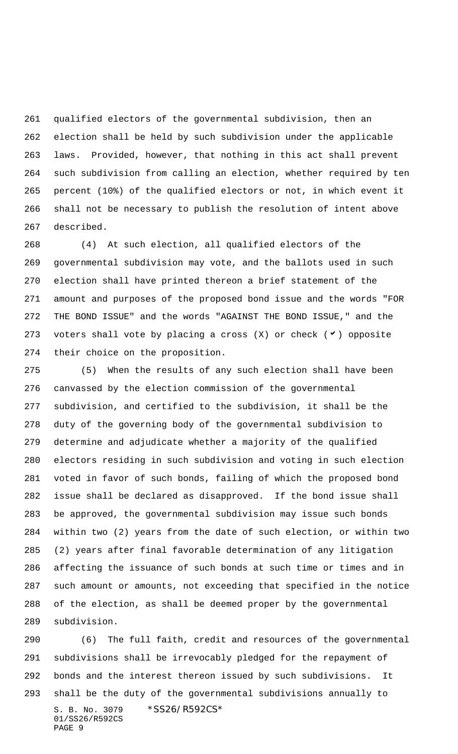qualified electors of the governmental subdivision, then an election shall be held by such subdivision under the applicable laws. Provided, however, that nothing in this act shall prevent such subdivision from calling an election, whether required by ten percent (10%) of the qualified electors or not, in which event it shall not be necessary to publish the resolution of intent above described.

(4) At such election, all qualified electors of the governmental subdivision may vote, and the ballots used in such election shall have printed thereon a brief statement of the amount and purposes of the proposed bond issue and the words "FOR THE BOND ISSUE" and the words "AGAINST THE BOND ISSUE," and the voters shall vote by placing a cross (X) or check (✔) opposite their choice on the proposition.

(5) When the results of any such election shall have been canvassed by the election commission of the governmental subdivision, and certified to the subdivision, it shall be the duty of the governing body of the governmental subdivision to determine and adjudicate whether a majority of the qualified electors residing in such subdivision and voting in such election voted in favor of such bonds, failing of which the proposed bond issue shall be declared as disapproved. If the bond issue shall be approved, the governmental subdivision may issue such bonds within two (2) years from the date of such election, or within two (2) years after final favorable determination of any litigation affecting the issuance of such bonds at such time or times and in such amount or amounts, not exceeding that specified in the notice of the election, as shall be deemed proper by the governmental subdivision.

(6) The full faith, credit and resources of the governmental subdivisions shall be irrevocably pledged for the repayment of bonds and the interest thereon issued by such subdivisions. It shall be the duty of the governmental subdivisions annually to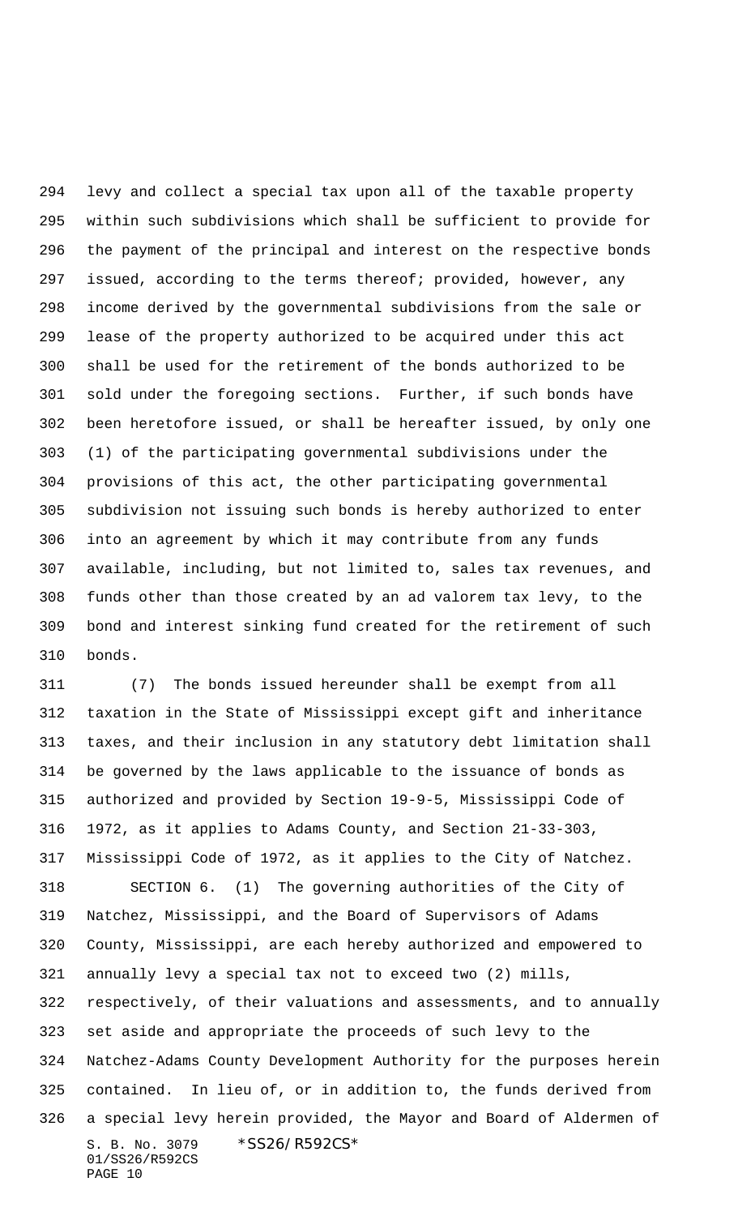levy and collect a special tax upon all of the taxable property within such subdivisions which shall be sufficient to provide for the payment of the principal and interest on the respective bonds issued, according to the terms thereof; provided, however, any income derived by the governmental subdivisions from the sale or lease of the property authorized to be acquired under this act shall be used for the retirement of the bonds authorized to be sold under the foregoing sections. Further, if such bonds have been heretofore issued, or shall be hereafter issued, by only one (1) of the participating governmental subdivisions under the provisions of this act, the other participating governmental subdivision not issuing such bonds is hereby authorized to enter into an agreement by which it may contribute from any funds available, including, but not limited to, sales tax revenues, and funds other than those created by an ad valorem tax levy, to the bond and interest sinking fund created for the retirement of such bonds.

(7) The bonds issued hereunder shall be exempt from all taxation in the State of Mississippi except gift and inheritance taxes, and their inclusion in any statutory debt limitation shall be governed by the laws applicable to the issuance of bonds as authorized and provided by Section 19-9-5, Mississippi Code of 1972, as it applies to Adams County, and Section 21-33-303, Mississippi Code of 1972, as it applies to the City of Natchez.

SECTION 6. (1) The governing authorities of the City of Natchez, Mississippi, and the Board of Supervisors of Adams County, Mississippi, are each hereby authorized and empowered to annually levy a special tax not to exceed two (2) mills, respectively, of their valuations and assessments, and to annually set aside and appropriate the proceeds of such levy to the Natchez-Adams County Development Authority for the purposes herein contained. In lieu of, or in addition to, the funds derived from a special levy herein provided, the Mayor and Board of Aldermen of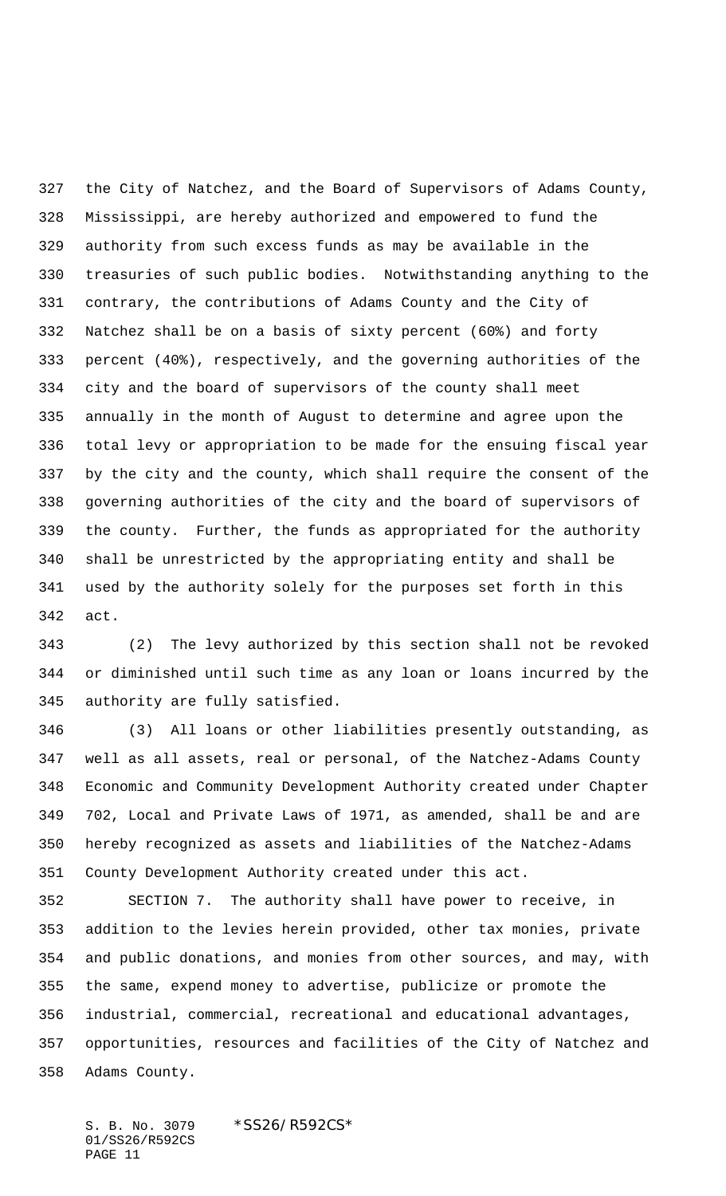the City of Natchez, and the Board of Supervisors of Adams County, Mississippi, are hereby authorized and empowered to fund the authority from such excess funds as may be available in the treasuries of such public bodies. Notwithstanding anything to the contrary, the contributions of Adams County and the City of Natchez shall be on a basis of sixty percent (60%) and forty percent (40%), respectively, and the governing authorities of the city and the board of supervisors of the county shall meet annually in the month of August to determine and agree upon the total levy or appropriation to be made for the ensuing fiscal year by the city and the county, which shall require the consent of the governing authorities of the city and the board of supervisors of the county. Further, the funds as appropriated for the authority shall be unrestricted by the appropriating entity and shall be used by the authority solely for the purposes set forth in this act.

(2) The levy authorized by this section shall not be revoked or diminished until such time as any loan or loans incurred by the authority are fully satisfied.

(3) All loans or other liabilities presently outstanding, as well as all assets, real or personal, of the Natchez-Adams County Economic and Community Development Authority created under Chapter 702, Local and Private Laws of 1971, as amended, shall be and are hereby recognized as assets and liabilities of the Natchez-Adams County Development Authority created under this act.

SECTION 7. The authority shall have power to receive, in addition to the levies herein provided, other tax monies, private and public donations, and monies from other sources, and may, with the same, expend money to advertise, publicize or promote the industrial, commercial, recreational and educational advantages, opportunities, resources and facilities of the City of Natchez and Adams County.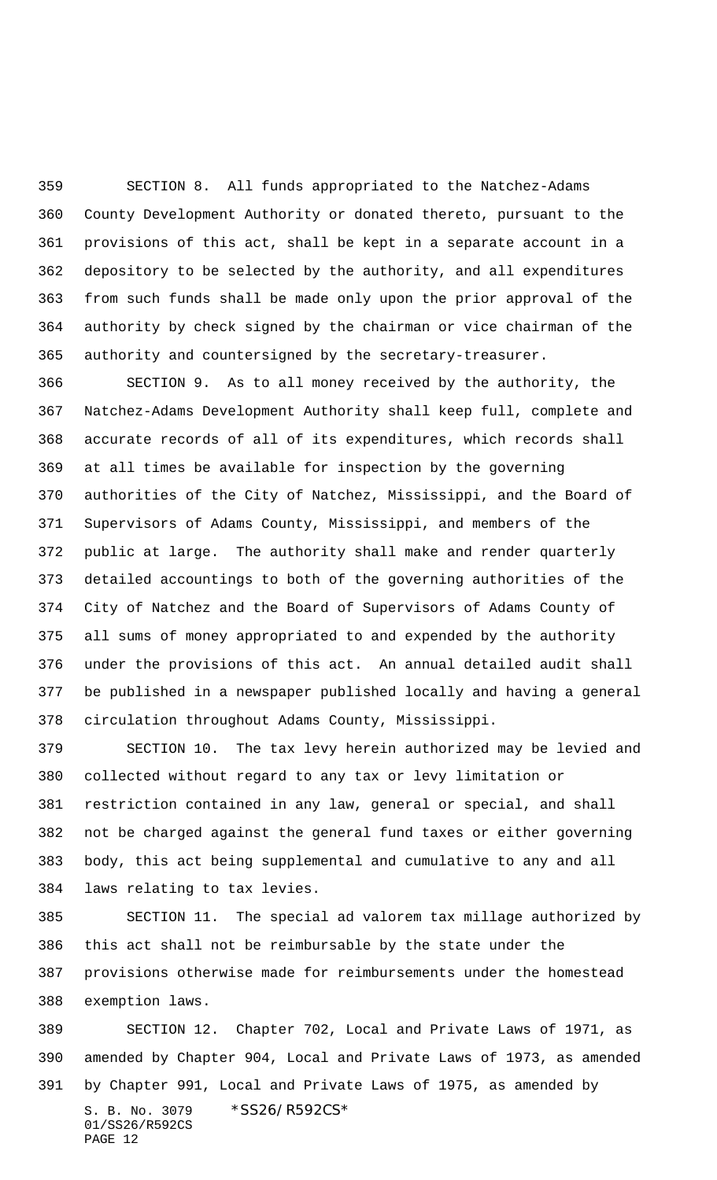SECTION 8. All funds appropriated to the Natchez-Adams County Development Authority or donated thereto, pursuant to the provisions of this act, shall be kept in a separate account in a depository to be selected by the authority, and all expenditures from such funds shall be made only upon the prior approval of the authority by check signed by the chairman or vice chairman of the authority and countersigned by the secretary-treasurer.

SECTION 9. As to all money received by the authority, the Natchez-Adams Development Authority shall keep full, complete and accurate records of all of its expenditures, which records shall at all times be available for inspection by the governing authorities of the City of Natchez, Mississippi, and the Board of Supervisors of Adams County, Mississippi, and members of the public at large. The authority shall make and render quarterly detailed accountings to both of the governing authorities of the City of Natchez and the Board of Supervisors of Adams County of all sums of money appropriated to and expended by the authority under the provisions of this act. An annual detailed audit shall be published in a newspaper published locally and having a general circulation throughout Adams County, Mississippi.

SECTION 10. The tax levy herein authorized may be levied and collected without regard to any tax or levy limitation or restriction contained in any law, general or special, and shall not be charged against the general fund taxes or either governing body, this act being supplemental and cumulative to any and all laws relating to tax levies.

SECTION 11. The special ad valorem tax millage authorized by this act shall not be reimbursable by the state under the provisions otherwise made for reimbursements under the homestead exemption laws.

SECTION 12. Chapter 702, Local and Private Laws of 1971, as amended by Chapter 904, Local and Private Laws of 1973, as amended by Chapter 991, Local and Private Laws of 1975, as amended by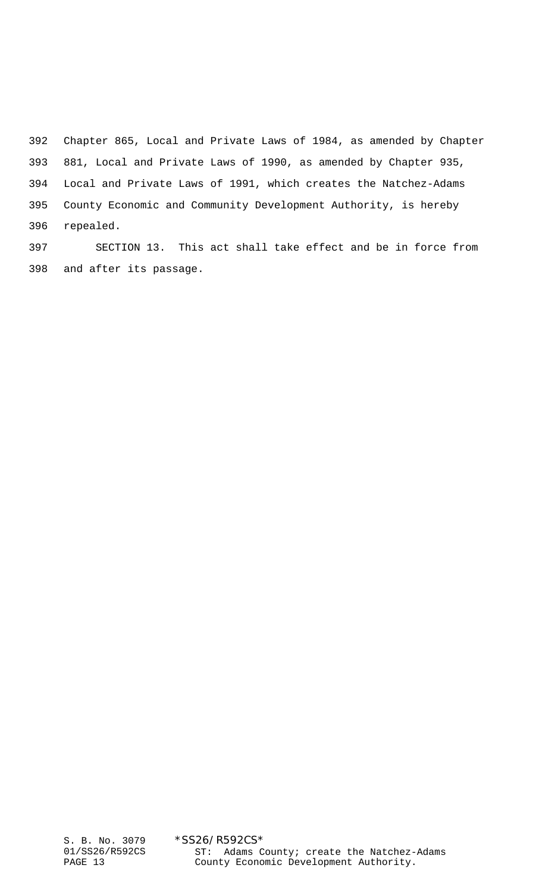Chapter 865, Local and Private Laws of 1984, as amended by Chapter 881, Local and Private Laws of 1990, as amended by Chapter 935, Local and Private Laws of 1991, which creates the Natchez-Adams County Economic and Community Development Authority, is hereby repealed.

SECTION 13. This act shall take effect and be in force from and after its passage.